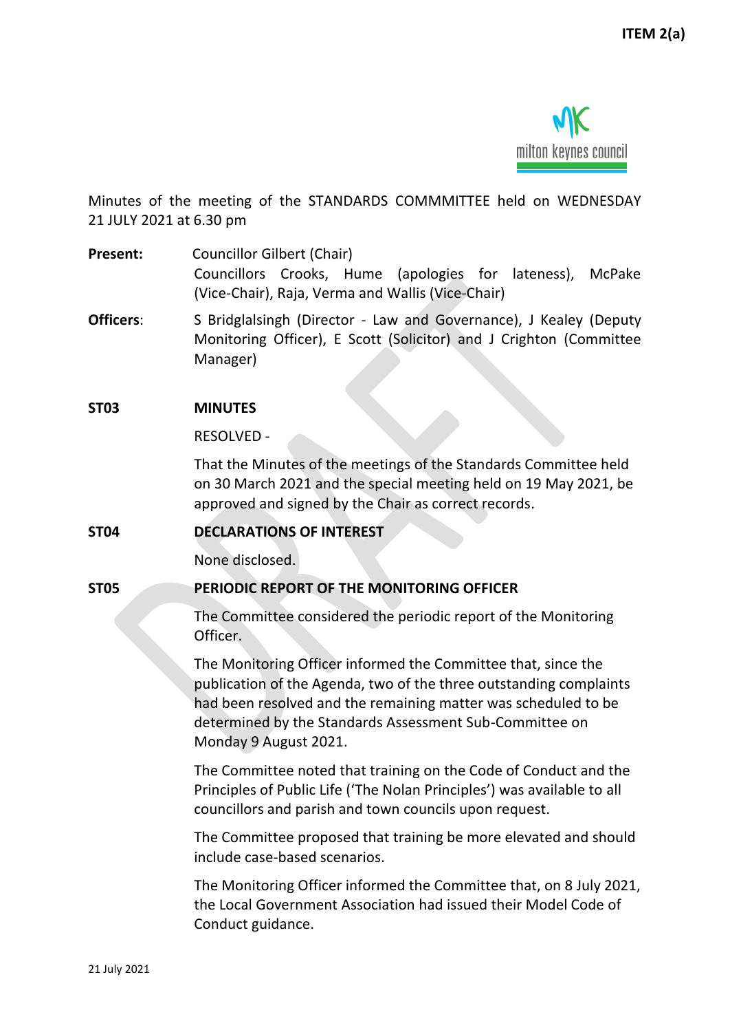ITEM 2(a)

Minutes of the meeting of the STANDARDS COMMMITTEE held on WEDNESDAY 21 JULY 2021 at 6.30 pm

**Present:** Councillor Gilbert (Chair)
Councillors Crooks, Hume (apologies for lateness), McPake (Vice-Chair), Raja, Verma and Wallis (Vice-Chair)

**Officers**: S Bridglalsingh (Director - Law and Governance), J Kealey (Deputy Monitoring Officer), E Scott (Solicitor) and J Crighton (Committee Manager)

**ST03 MINUTES**

RESOLVED -

That the Minutes of the meetings of the Standards Committee held on 30 March 2021 and the special meeting held on 19 May 2021, be approved and signed by the Chair as correct records.

**ST04 DECLARATIONS OF INTEREST**

None disclosed.

**ST05 PERIODIC REPORT OF THE MONITORING OFFICER**

The Committee considered the periodic report of the Monitoring Officer.

The Monitoring Officer informed the Committee that, since the publication of the Agenda, two of the three outstanding complaints had been resolved and the remaining matter was scheduled to be determined by the Standards Assessment Sub-Committee on Monday 9 August 2021.

The Committee noted that training on the Code of Conduct and the Principles of Public Life ('The Nolan Principles') was available to all councillors and parish and town councils upon request.

The Committee proposed that training be more elevated and should include case-based scenarios.

The Monitoring Officer informed the Committee that, on 8 July 2021, the Local Government Association had issued their Model Code of Conduct guidance.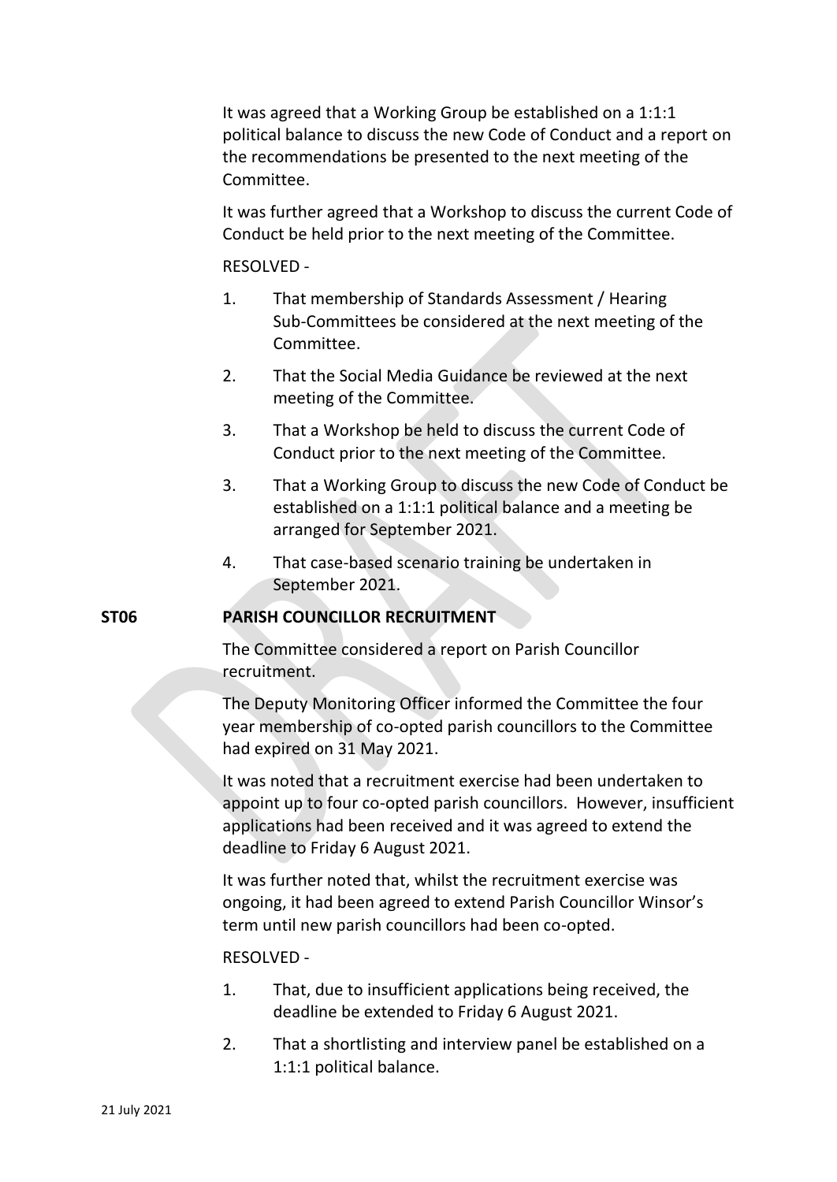It was agreed that a Working Group be established on a 1:1:1 political balance to discuss the new Code of Conduct and a report on the recommendations be presented to the next meeting of the Committee.

It was further agreed that a Workshop to discuss the current Code of Conduct be held prior to the next meeting of the Committee.

RESOLVED -

1. That membership of Standards Assessment / Hearing Sub-Committees be considered at the next meeting of the Committee.
2. That the Social Media Guidance be reviewed at the next meeting of the Committee.
3. That a Workshop be held to discuss the current Code of Conduct prior to the next meeting of the Committee.
3. That a Working Group to discuss the new Code of Conduct be established on a 1:1:1 political balance and a meeting be arranged for September 2021.
4. That case-based scenario training be undertaken in September 2021.

**ST06 PARISH COUNCILLOR RECRUITMENT**

The Committee considered a report on Parish Councillor recruitment.

The Deputy Monitoring Officer informed the Committee the four year membership of co-opted parish councillors to the Committee had expired on 31 May 2021.

It was noted that a recruitment exercise had been undertaken to appoint up to four co-opted parish councillors. However, insufficient applications had been received and it was agreed to extend the deadline to Friday 6 August 2021.

It was further noted that, whilst the recruitment exercise was ongoing, it had been agreed to extend Parish Councillor Winsor's term until new parish councillors had been co-opted.

RESOLVED -

1. That, due to insufficient applications being received, the deadline be extended to Friday 6 August 2021.
2. That a shortlisting and interview panel be established on a 1:1:1 political balance.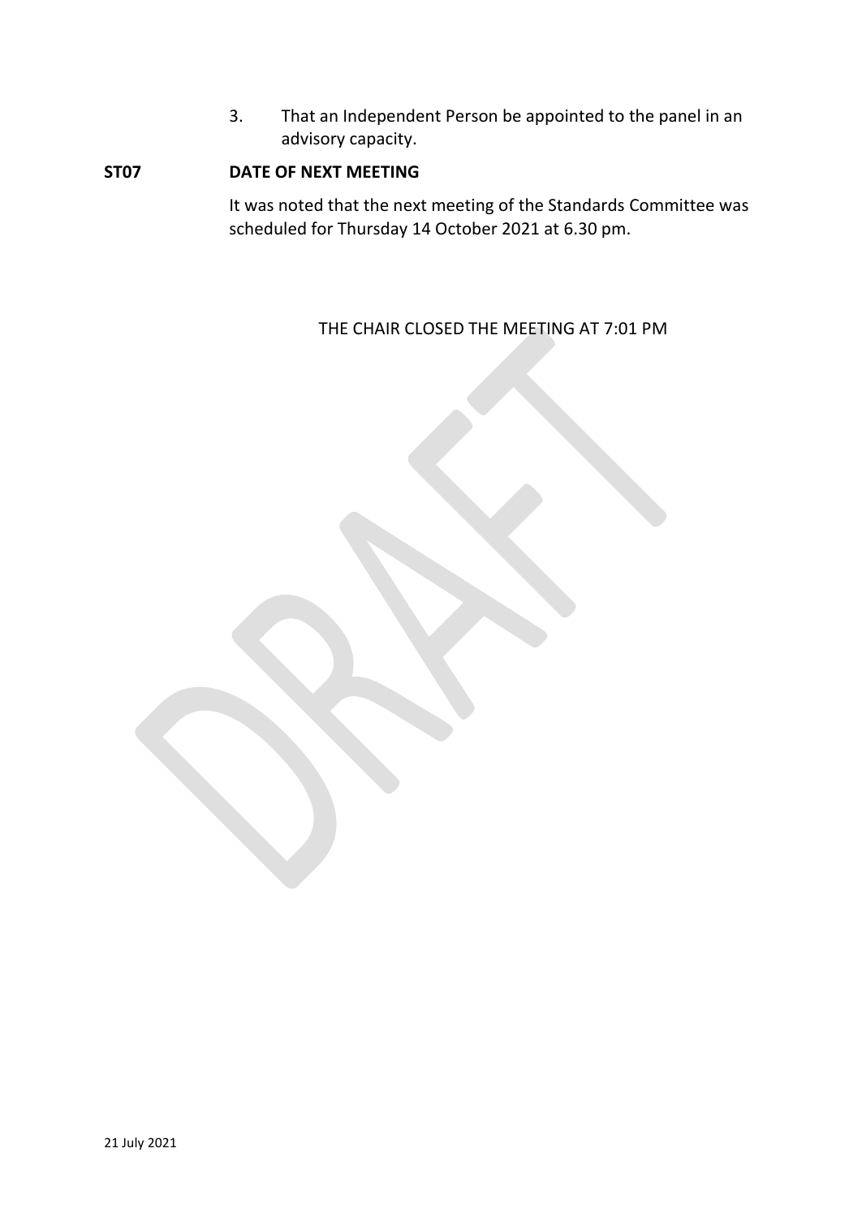3. That an Independent Person be appointed to the panel in an advisory capacity.

**ST07 DATE OF NEXT MEETING**

It was noted that the next meeting of the Standards Committee was scheduled for Thursday 14 October 2021 at 6.30 pm.

THE CHAIR CLOSED THE MEETING AT 7:01 PM

21 July 2021